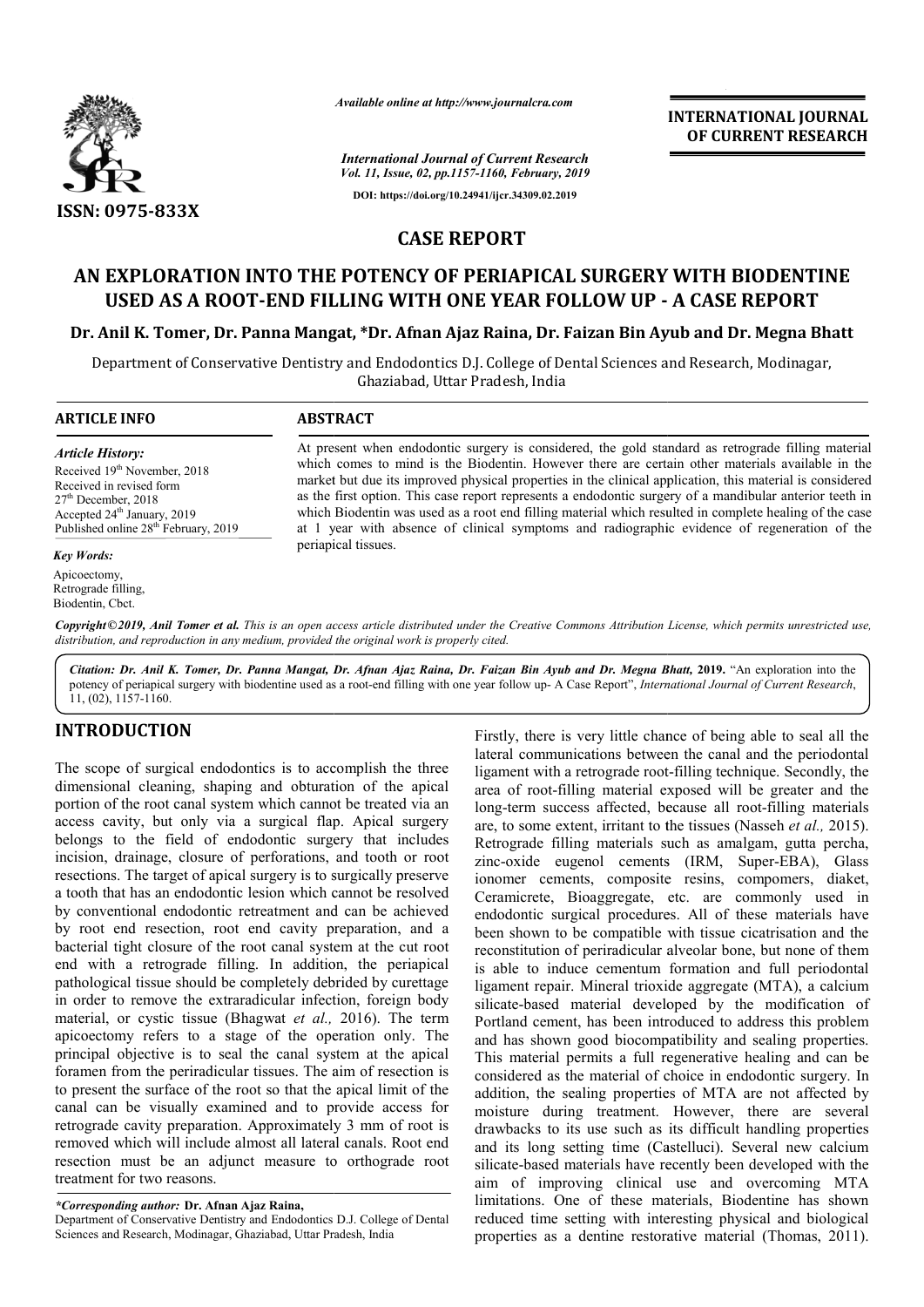*Available online at http://www.journalcra.com*

*International Journal of Current Research*
*Vol. 11, Issue, 02, pp.1157-1160, February, 2019*

**DOI: https://doi.org/10.24941/ijcr.34309.02.2019**

**INTERNATIONAL JOURNAL OF CURRENT RESEARCH**

**ISSN: 0975-833X**

## CASE REPORT

# AN EXPLORATION INTO THE POTENCY OF PERIAPICAL SURGERY WITH BIODENTINE USED AS A ROOT-END FILLING WITH ONE YEAR FOLLOW UP - A CASE REPORT

**Dr. Anil K. Tomer, Dr. Panna Mangat, \*Dr. Afnan Ajaz Raina, Dr. Faizan Bin Ayub and Dr. Megna Bhatt**

Department of Conservative Dentistry and Endodontics D.J. College of Dental Sciences and Research, Modinagar, Ghaziabad, Uttar Pradesh, India

### ARTICLE INFO

*Article History:*

Received 19th November, 2018
Received in revised form 27th December, 2018
Accepted 24th January, 2019
Published online 28th February, 2019

*Key Words:*

Apicoectomy,
Retrograde filling,
Biodentin, Cbct.

### ABSTRACT

At present when endodontic surgery is considered, the gold standard as retrograde filling material which comes to mind is the Biodentin. However there are certain other materials available in the market but due its improved physical properties in the clinical application, this material is considered as the first option. This case report represents a endodontic surgery of a mandibular anterior teeth in which Biodentin was used as a root end filling material which resulted in complete healing of the case at 1 year with absence of clinical symptoms and radiographic evidence of regeneration of the periapical tissues.

*Copyright©2019, Anil Tomer et al. This is an open access article distributed under the Creative Commons Attribution License, which permits unrestricted use, distribution, and reproduction in any medium, provided the original work is properly cited.*

*Citation:* ***Dr. Anil K. Tomer, Dr. Panna Mangat, Dr. Afnan Ajaz Raina, Dr. Faizan Bin Ayub and Dr. Megna Bhatt,*** **2019.** "An exploration into the potency of periapical surgery with biodentine used as a root-end filling with one year follow up- A Case Report", *International Journal of Current Research*, 11, (02), 1157-1160.

## INTRODUCTION

The scope of surgical endodontics is to accomplish the three dimensional cleaning, shaping and obturation of the apical portion of the root canal system which cannot be treated via an access cavity, but only via a surgical flap. Apical surgery belongs to the field of endodontic surgery that includes incision, drainage, closure of perforations, and tooth or root resections. The target of apical surgery is to surgically preserve a tooth that has an endodontic lesion which cannot be resolved by conventional endodontic retreatment and can be achieved by root end resection, root end cavity preparation, and a bacterial tight closure of the root canal system at the cut root end with a retrograde filling. In addition, the periapical pathological tissue should be completely debrided by curettage in order to remove the extraradicular infection, foreign body material, or cystic tissue (Bhagwat *et al.,* 2016). The term apicoectomy refers to a stage of the operation only. The principal objective is to seal the canal system at the apical foramen from the periradicular tissues. The aim of resection is to present the surface of the root so that the apical limit of the canal can be visually examined and to provide access for retrograde cavity preparation. Approximately 3 mm of root is removed which will include almost all lateral canals. Root end resection must be an adjunct measure to orthograde root treatment for two reasons. Firstly, there is very little chance of being able to seal all the lateral communications between the canal and the periodontal ligament with a retrograde root-filling technique. Secondly, the area of root-filling material exposed will be greater and the long-term success affected, because all root-filling materials are, to some extent, irritant to the tissues (Nasseh *et al.,* 2015). Retrograde filling materials such as amalgam, gutta percha, zinc-oxide eugenol cements (IRM, Super-EBA), Glass ionomer cements, composite resins, compomers, diaket, Ceramicrete, Bioaggregate, etc. are commonly used in endodontic surgical procedures. All of these materials have been shown to be compatible with tissue cicatrisation and the reconstitution of periradicular alveolar bone, but none of them is able to induce cementum formation and full periodontal ligament repair. Mineral trioxide aggregate (MTA), a calcium silicate-based material developed by the modification of Portland cement, has been introduced to address this problem and has shown good biocompatibility and sealing properties. This material permits a full regenerative healing and can be considered as the material of choice in endodontic surgery. In addition, the sealing properties of MTA are not affected by moisture during treatment. However, there are several drawbacks to its use such as its difficult handling properties and its long setting time (Castelluci). Several new calcium silicate-based materials have recently been developed with the aim of improving clinical use and overcoming MTA limitations. One of these materials, Biodentine has shown reduced time setting with interesting physical and biological properties as a dentine restorative material (Thomas, 2011).

*\*Corresponding author:* **Dr. Afnan Ajaz Raina,**
Department of Conservative Dentistry and Endodontics D.J. College of Dental Sciences and Research, Modinagar, Ghaziabad, Uttar Pradesh, India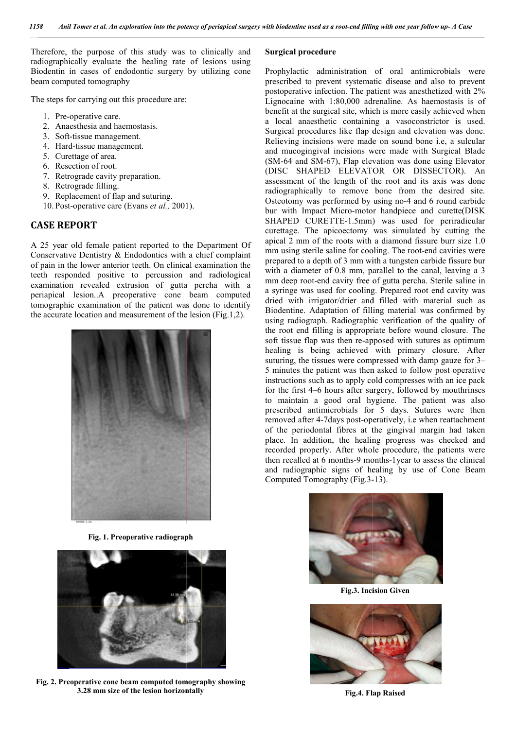Therefore, the purpose of this study was to clinically and radiographically evaluate the healing rate of lesions using Biodentin in cases of endodontic surgery by utilizing cone beam computed tomography

The steps for carrying out this procedure are:

1. Pre-operative care.
2. Anaesthesia and haemostasis.
3. Soft-tissue management.
4. Hard-tissue management.
5. Curettage of area.
6. Resection of root.
7. Retrograde cavity preparation.
8. Retrograde filling.
9. Replacement of flap and suturing.
10. Post-operative care (Evans *et al.,* 2001).

## CASE REPORT

A 25 year old female patient reported to the Department Of Conservative Dentistry & Endodontics with a chief complaint of pain in the lower anterior teeth. On clinical examination the teeth responded positive to percussion and radiological examination revealed extrusion of gutta percha with a periapical lesion..A preoperative cone beam computed tomographic examination of the patient was done to identify the accurate location and measurement of the lesion (Fig.1,2).

**Fig. 1. Preoperative radiograph**

**Fig. 2. Preoperative cone beam computed tomography showing 3.28 mm size of the lesion horizontally**

**Surgical procedure**

Prophylactic administration of oral antimicrobials were prescribed to prevent systematic disease and also to prevent postoperative infection. The patient was anesthetized with 2% Lignocaine with 1:80,000 adrenaline. As haemostasis is of benefit at the surgical site, which is more easily achieved when a local anaesthetic containing a vasoconstrictor is used. Surgical procedures like flap design and elevation was done. Relieving incisions were made on sound bone i.e, a sulcular and mucogingival incisions were made with Surgical Blade (SM-64 and SM-67), Flap elevation was done using Elevator (DISC SHAPED ELEVATOR OR DISSECTOR). An assessment of the length of the root and its axis was done radiographically to remove bone from the desired site. Osteotomy was performed by using no-4 and 6 round carbide bur with Impact Micro-motor handpiece and curette(DISK SHAPED CURETTE-1.5mm) was used for periradicular curettage. The apicoectomy was simulated by cutting the apical 2 mm of the roots with a diamond fissure burr size 1.0 mm using sterile saline for cooling. The root-end cavities were prepared to a depth of 3 mm with a tungsten carbide fissure bur with a diameter of 0.8 mm, parallel to the canal, leaving a 3 mm deep root-end cavity free of gutta percha. Sterile saline in a syringe was used for cooling. Prepared root end cavity was dried with irrigator/drier and filled with material such as Biodentine. Adaptation of filling material was confirmed by using radiograph. Radiographic verification of the quality of the root end filling is appropriate before wound closure. The soft tissue flap was then re-apposed with sutures as optimum healing is being achieved with primary closure. After suturing, the tissues were compressed with damp gauze for 3–5 minutes the patient was then asked to follow post operative instructions such as to apply cold compresses with an ice pack for the first 4–6 hours after surgery, followed by mouthrinses to maintain a good oral hygiene. The patient was also prescribed antimicrobials for 5 days. Sutures were then removed after 4-7days post-operatively, i.e when reattachment of the periodontal fibres at the gingival margin had taken place. In addition, the healing progress was checked and recorded properly. After whole procedure, the patients were then recalled at 6 months-9 months-1year to assess the clinical and radiographic signs of healing by use of Cone Beam Computed Tomography (Fig.3-13).

**Fig.3. Incision Given**

**Fig.4. Flap Raised**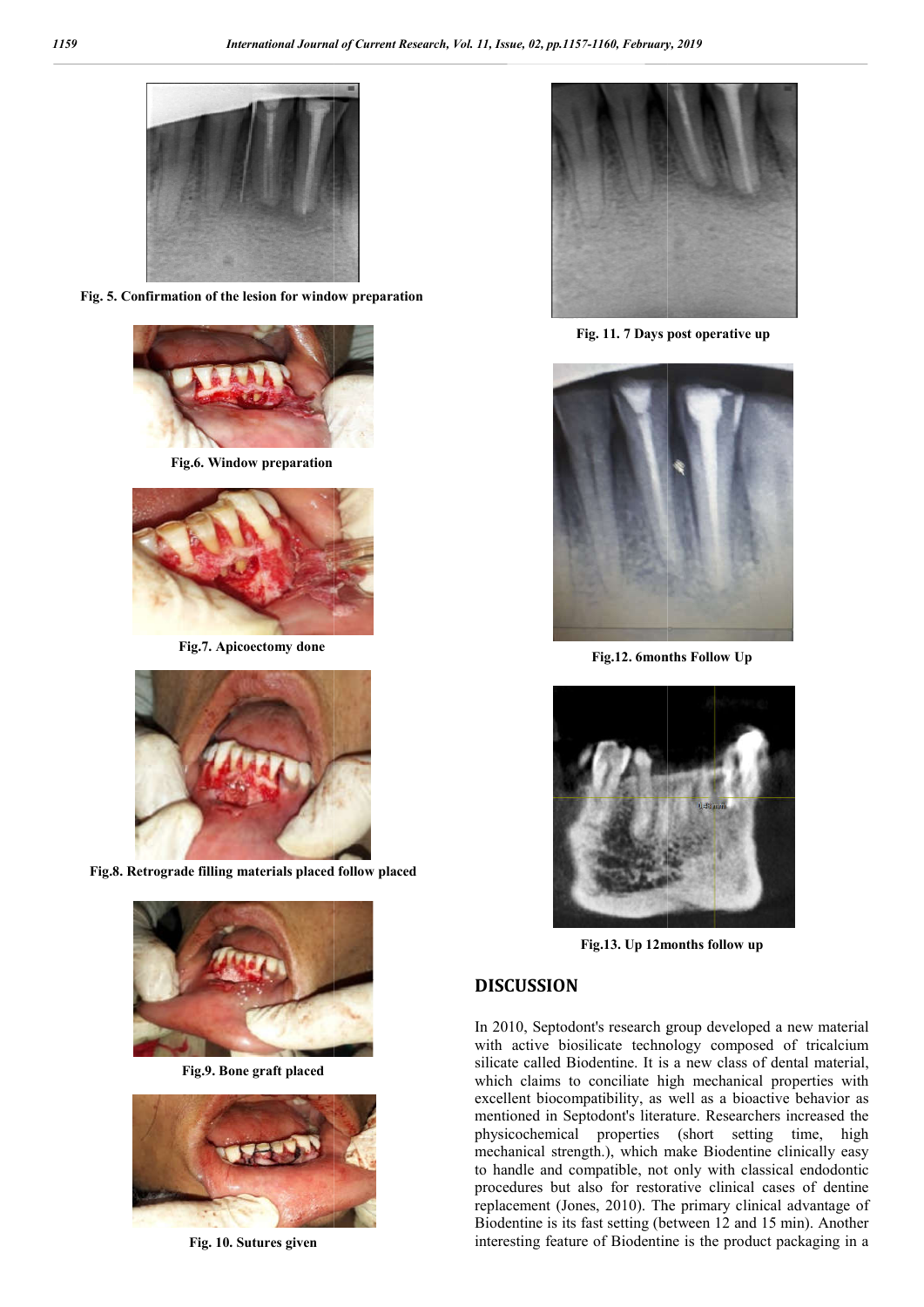Fig. 5. Confirmation of the lesion for window preparation

Fig.6. Window preparation

Fig.7. Apicoectomy done

Fig.8. Retrograde filling materials placed follow placed

Fig.9. Bone graft placed

Fig. 10. Sutures given

Fig. 11. 7 Days post operative up

Fig.12. 6months Follow Up

Fig.13. Up 12months follow up

## DISCUSSION

In 2010, Septodont's research group developed a new material with active biosilicate technology composed of tricalcium silicate called Biodentine. It is a new class of dental material, which claims to conciliate high mechanical properties with excellent biocompatibility, as well as a bioactive behavior as mentioned in Septodont's literature. Researchers increased the physicochemical properties (short setting time, high mechanical strength.), which make Biodentine clinically easy to handle and compatible, not only with classical endodontic procedures but also for restorative clinical cases of dentine replacement (Jones, 2010). The primary clinical advantage of Biodentine is its fast setting (between 12 and 15 min). Another interesting feature of Biodentine is the product packaging in a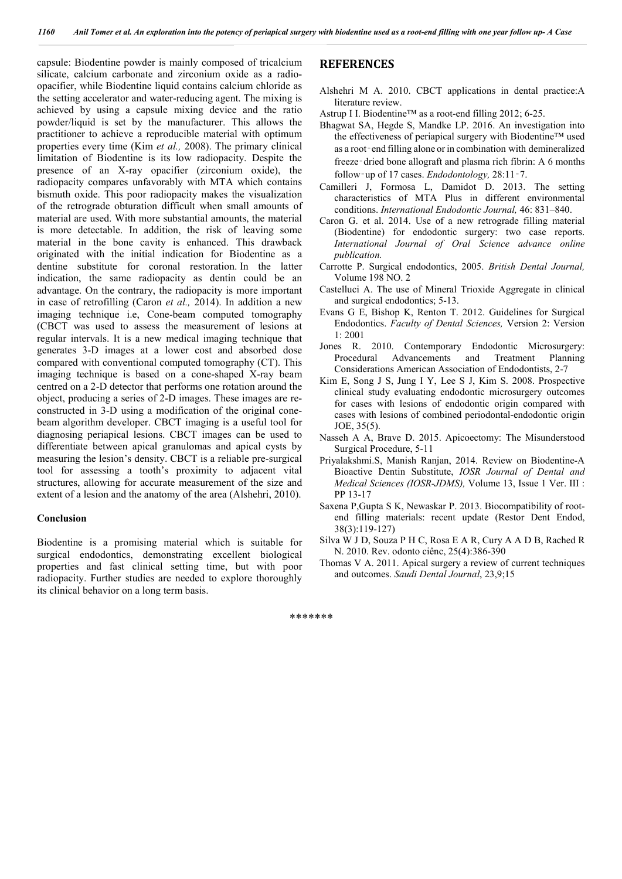capsule: Biodentine powder is mainly composed of tricalcium silicate, calcium carbonate and zirconium oxide as a radio-opacifier, while Biodentine liquid contains calcium chloride as the setting accelerator and water-reducing agent. The mixing is achieved by using a capsule mixing device and the ratio powder/liquid is set by the manufacturer. This allows the practitioner to achieve a reproducible material with optimum properties every time (Kim *et al.,* 2008). The primary clinical limitation of Biodentine is its low radiopacity. Despite the presence of an X-ray opacifier (zirconium oxide), the radiopacity compares unfavorably with MTA which contains bismuth oxide. This poor radiopacity makes the visualization of the retrograde obturation difficult when small amounts of material are used. With more substantial amounts, the material is more detectable. In addition, the risk of leaving some material in the bone cavity is enhanced. This drawback originated with the initial indication for Biodentine as a dentine substitute for coronal restoration. In the latter indication, the same radiopacity as dentin could be an advantage. On the contrary, the radiopacity is more important in case of retrofilling (Caron *et al.,* 2014). In addition a new imaging technique i.e, Cone-beam computed tomography (CBCT was used to assess the measurement of lesions at regular intervals. It is a new medical imaging technique that generates 3-D images at a lower cost and absorbed dose compared with conventional computed tomography (CT). This imaging technique is based on a cone-shaped X-ray beam centred on a 2-D detector that performs one rotation around the object, producing a series of 2-D images. These images are re-constructed in 3-D using a modification of the original cone-beam algorithm developer. CBCT imaging is a useful tool for diagnosing periapical lesions. CBCT images can be used to differentiate between apical granulomas and apical cysts by measuring the lesion's density. CBCT is a reliable pre-surgical tool for assessing a tooth's proximity to adjacent vital structures, allowing for accurate measurement of the size and extent of a lesion and the anatomy of the area (Alshehri, 2010).

### Conclusion

Biodentine is a promising material which is suitable for surgical endodontics, demonstrating excellent biological properties and fast clinical setting time, but with poor radiopacity. Further studies are needed to explore thoroughly its clinical behavior on a long term basis.

## REFERENCES

Alshehri M A. 2010. CBCT applications in dental practice:A literature review.

Astrup I I. Biodentine™ as a root-end filling 2012; 6-25.

Bhagwat SA, Hegde S, Mandke LP. 2016. An investigation into the effectiveness of periapical surgery with Biodentine™ used as a root‑end filling alone or in combination with demineralized freeze‑dried bone allograft and plasma rich fibrin: A 6 months follow‑up of 17 cases. *Endodontology,* 28:11‑7.

Camilleri J, Formosa L, Damidot D. 2013. The setting characteristics of MTA Plus in different environmental conditions. *International Endodontic Journal,* 46: 831–840.

Caron G. et al. 2014. Use of a new retrograde filling material (Biodentine) for endodontic surgery: two case reports. *International Journal of Oral Science advance online publication.*

Carrotte P. Surgical endodontics, 2005. *British Dental Journal,* Volume 198 NO. 2

Castelluci A. The use of Mineral Trioxide Aggregate in clinical and surgical endodontics; 5-13.

Evans G E, Bishop K, Renton T. 2012. Guidelines for Surgical Endodontics. *Faculty of Dental Sciences,* Version 2: Version 1: 2001

Jones R. 2010. Contemporary Endodontic Microsurgery: Procedural Advancements and Treatment Planning Considerations American Association of Endodontists, 2-7

Kim E, Song J S, Jung I Y, Lee S J, Kim S. 2008. Prospective clinical study evaluating endodontic microsurgery outcomes for cases with lesions of endodontic origin compared with cases with lesions of combined periodontal-endodontic origin JOE, 35(5).

Nasseh A A, Brave D. 2015. Apicoectomy: The Misunderstood Surgical Procedure, 5-11

Priyalakshmi.S, Manish Ranjan, 2014. Review on Biodentine-A Bioactive Dentin Substitute, *IOSR Journal of Dental and Medical Sciences (IOSR-JDMS),* Volume 13, Issue 1 Ver. III : PP 13-17

Saxena P,Gupta S K, Newaskar P. 2013. Biocompatibility of root-end filling materials: recent update (Restor Dent Endod, 38(3):119-127)

Silva W J D, Souza P H C, Rosa E A R, Cury A A D B, Rached R N. 2010. Rev. odonto ciênc, 25(4):386-390

Thomas V A. 2011. Apical surgery a review of current techniques and outcomes. *Saudi Dental Journal*, 23,9;15

\*\*\*\*\*\*\*